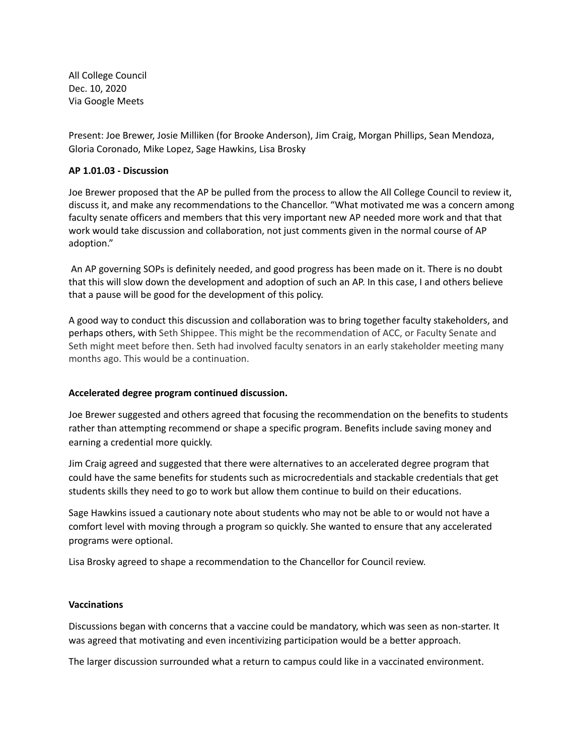All College Council
Dec. 10, 2020
Via Google Meets

Present: Joe Brewer, Josie Milliken (for Brooke Anderson), Jim Craig, Morgan Phillips, Sean Mendoza, Gloria Coronado, Mike Lopez, Sage Hawkins, Lisa Brosky

**AP 1.01.03 - Discussion**

Joe Brewer proposed that the AP be pulled from the process to allow the All College Council to review it, discuss it, and make any recommendations to the Chancellor. "What motivated me was a concern among faculty senate officers and members that this very important new AP needed more work and that that work would take discussion and collaboration, not just comments given in the normal course of AP adoption."

An AP governing SOPs is definitely needed, and good progress has been made on it. There is no doubt that this will slow down the development and adoption of such an AP. In this case, I and others believe that a pause will be good for the development of this policy.

A good way to conduct this discussion and collaboration was to bring together faculty stakeholders, and perhaps others, with Seth Shippee. This might be the recommendation of ACC, or Faculty Senate and Seth might meet before then. Seth had involved faculty senators in an early stakeholder meeting many months ago. This would be a continuation.

**Accelerated degree program continued discussion.**

Joe Brewer suggested and others agreed that focusing the recommendation on the benefits to students rather than attempting recommend or shape a specific program. Benefits include saving money and earning a credential more quickly.

Jim Craig agreed and suggested that there were alternatives to an accelerated degree program that could have the same benefits for students such as microcredentials and stackable credentials that get students skills they need to go to work but allow them continue to build on their educations.

Sage Hawkins issued a cautionary note about students who may not be able to or would not have a comfort level with moving through a program so quickly. She wanted to ensure that any accelerated programs were optional.

Lisa Brosky agreed to shape a recommendation to the Chancellor for Council review.

**Vaccinations**

Discussions began with concerns that a vaccine could be mandatory, which was seen as non-starter. It was agreed that motivating and even incentivizing participation would be a better approach.

The larger discussion surrounded what a return to campus could like in a vaccinated environment.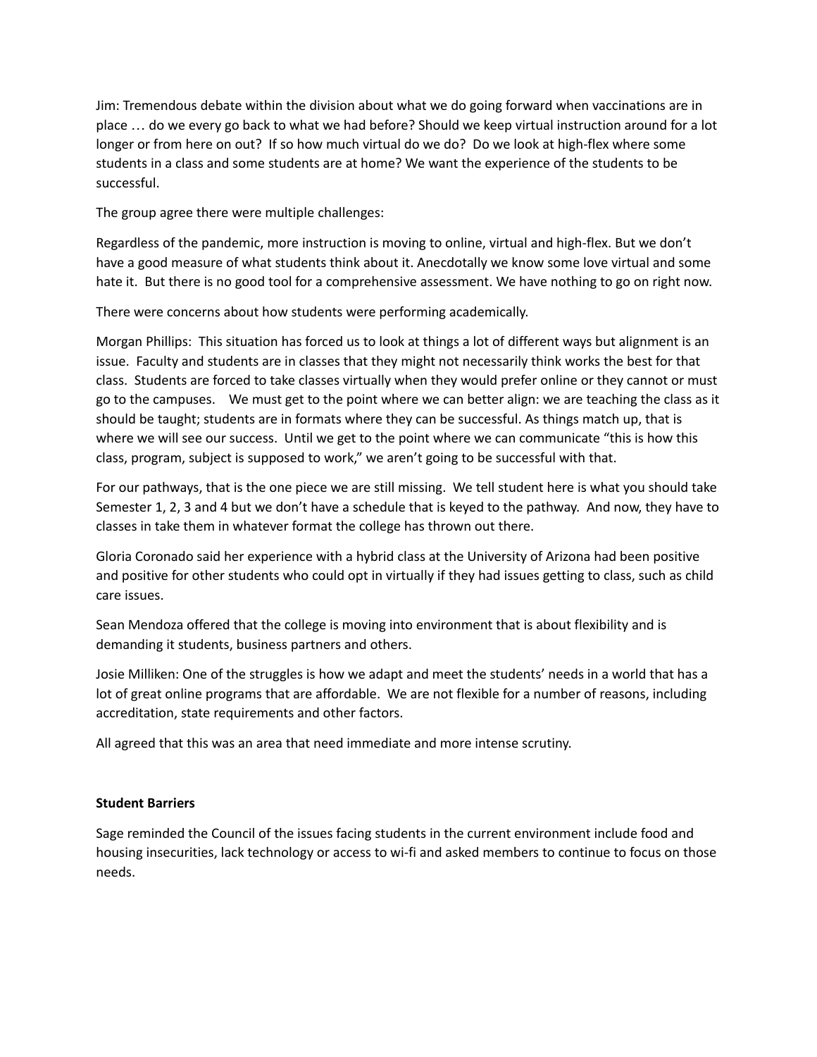Jim: Tremendous debate within the division about what we do going forward when vaccinations are in place … do we every go back to what we had before? Should we keep virtual instruction around for a lot longer or from here on out? If so how much virtual do we do? Do we look at high-flex where some students in a class and some students are at home? We want the experience of the students to be successful.

The group agree there were multiple challenges:

Regardless of the pandemic, more instruction is moving to online, virtual and high-flex. But we don't have a good measure of what students think about it. Anecdotally we know some love virtual and some hate it. But there is no good tool for a comprehensive assessment. We have nothing to go on right now.

There were concerns about how students were performing academically.

Morgan Phillips: This situation has forced us to look at things a lot of different ways but alignment is an issue. Faculty and students are in classes that they might not necessarily think works the best for that class. Students are forced to take classes virtually when they would prefer online or they cannot or must go to the campuses. We must get to the point where we can better align: we are teaching the class as it should be taught; students are in formats where they can be successful. As things match up, that is where we will see our success. Until we get to the point where we can communicate "this is how this class, program, subject is supposed to work," we aren't going to be successful with that.

For our pathways, that is the one piece we are still missing. We tell student here is what you should take Semester 1, 2, 3 and 4 but we don't have a schedule that is keyed to the pathway. And now, they have to classes in take them in whatever format the college has thrown out there.

Gloria Coronado said her experience with a hybrid class at the University of Arizona had been positive and positive for other students who could opt in virtually if they had issues getting to class, such as child care issues.

Sean Mendoza offered that the college is moving into environment that is about flexibility and is demanding it students, business partners and others.

Josie Milliken: One of the struggles is how we adapt and meet the students' needs in a world that has a lot of great online programs that are affordable. We are not flexible for a number of reasons, including accreditation, state requirements and other factors.

All agreed that this was an area that need immediate and more intense scrutiny.

**Student Barriers**

Sage reminded the Council of the issues facing students in the current environment include food and housing insecurities, lack technology or access to wi-fi and asked members to continue to focus on those needs.